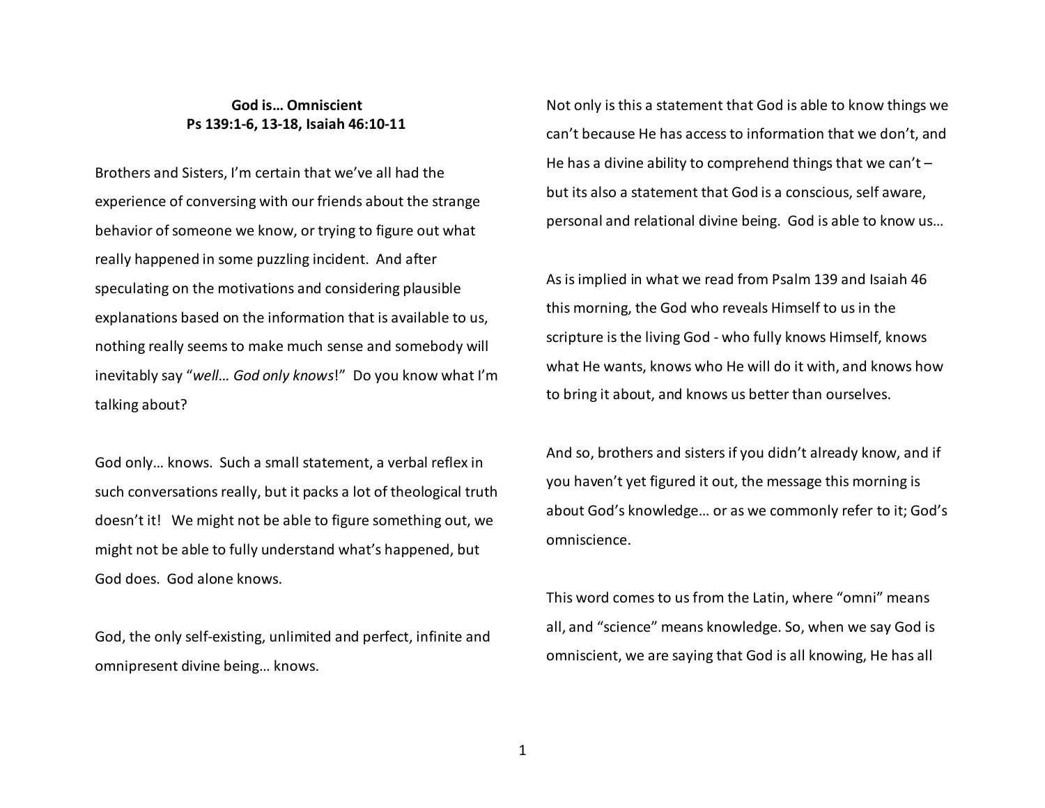**God is… Omniscient**
**Ps 139:1-6, 13-18, Isaiah 46:10-11**

Brothers and Sisters, I'm certain that we've all had the experience of conversing with our friends about the strange behavior of someone we know, or trying to figure out what really happened in some puzzling incident. And after speculating on the motivations and considering plausible explanations based on the information that is available to us, nothing really seems to make much sense and somebody will inevitably say "*well… God only knows*!" Do you know what I'm talking about?

God only… knows. Such a small statement, a verbal reflex in such conversations really, but it packs a lot of theological truth doesn't it! We might not be able to figure something out, we might not be able to fully understand what's happened, but God does. God alone knows.

God, the only self-existing, unlimited and perfect, infinite and omnipresent divine being… knows.

Not only is this a statement that God is able to know things we can't because He has access to information that we don't, and He has a divine ability to comprehend things that we can't – but its also a statement that God is a conscious, self aware, personal and relational divine being. God is able to know us…

As is implied in what we read from Psalm 139 and Isaiah 46 this morning, the God who reveals Himself to us in the scripture is the living God - who fully knows Himself, knows what He wants, knows who He will do it with, and knows how to bring it about, and knows us better than ourselves.

And so, brothers and sisters if you didn't already know, and if you haven't yet figured it out, the message this morning is about God's knowledge… or as we commonly refer to it; God's omniscience.

This word comes to us from the Latin, where "omni" means all, and "science" means knowledge. So, when we say God is omniscient, we are saying that God is all knowing, He has all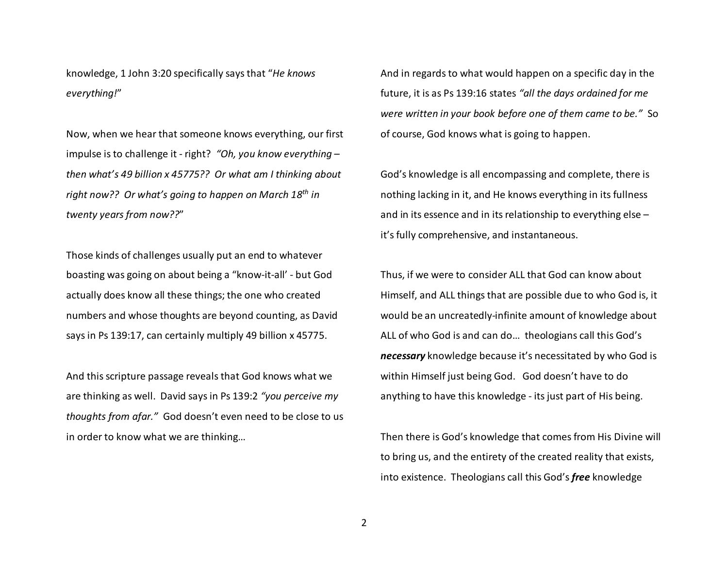knowledge, 1 John 3:20 specifically says that "*He knows everything!*"

Now, when we hear that someone knows everything, our first impulse is to challenge it - right? *"Oh, you know everything – then what's 49 billion x 45775?? Or what am I thinking about right now?? Or what's going to happen on March 18th in twenty years from now??*"

Those kinds of challenges usually put an end to whatever boasting was going on about being a "know-it-all' - but God actually does know all these things; the one who created numbers and whose thoughts are beyond counting, as David says in Ps 139:17, can certainly multiply 49 billion x 45775.

And this scripture passage reveals that God knows what we are thinking as well. David says in Ps 139:2 *"you perceive my thoughts from afar."* God doesn't even need to be close to us in order to know what we are thinking…

And in regards to what would happen on a specific day in the future, it is as Ps 139:16 states *"all the days ordained for me were written in your book before one of them came to be."* So of course, God knows what is going to happen.

God's knowledge is all encompassing and complete, there is nothing lacking in it, and He knows everything in its fullness and in its essence and in its relationship to everything else – it's fully comprehensive, and instantaneous.

Thus, if we were to consider ALL that God can know about Himself, and ALL things that are possible due to who God is, it would be an uncreatedly-infinite amount of knowledge about ALL of who God is and can do… theologians call this God's ***necessary*** knowledge because it's necessitated by who God is within Himself just being God. God doesn't have to do anything to have this knowledge - its just part of His being.

Then there is God's knowledge that comes from His Divine will to bring us, and the entirety of the created reality that exists, into existence. Theologians call this God's ***free*** knowledge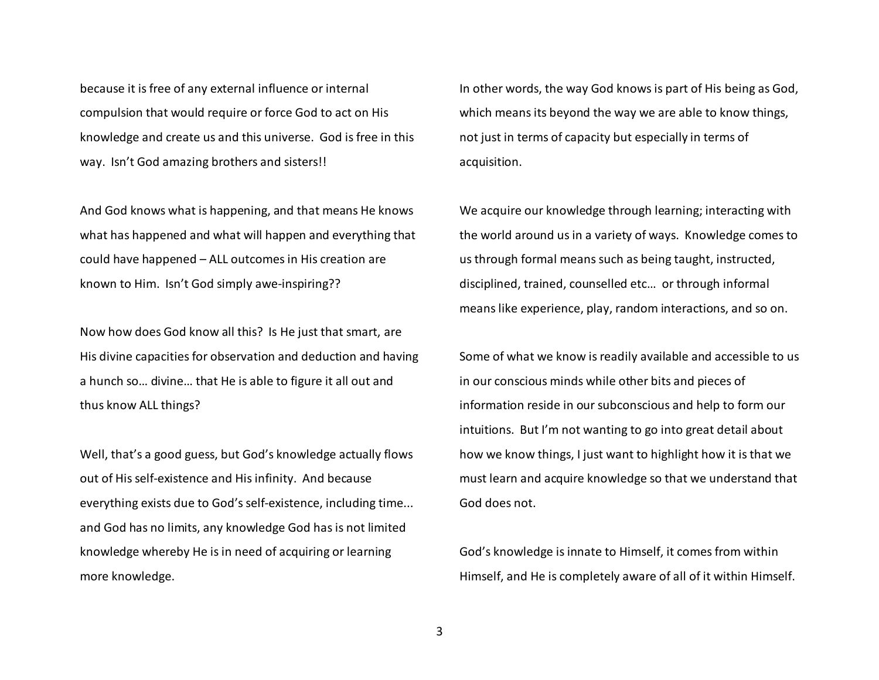because it is free of any external influence or internal compulsion that would require or force God to act on His knowledge and create us and this universe. God is free in this way. Isn't God amazing brothers and sisters!!

And God knows what is happening, and that means He knows what has happened and what will happen and everything that could have happened – ALL outcomes in His creation are known to Him. Isn't God simply awe-inspiring??

Now how does God know all this? Is He just that smart, are His divine capacities for observation and deduction and having a hunch so… divine… that He is able to figure it all out and thus know ALL things?

Well, that's a good guess, but God's knowledge actually flows out of His self-existence and His infinity. And because everything exists due to God's self-existence, including time... and God has no limits, any knowledge God has is not limited knowledge whereby He is in need of acquiring or learning more knowledge.

In other words, the way God knows is part of His being as God, which means its beyond the way we are able to know things, not just in terms of capacity but especially in terms of acquisition.

We acquire our knowledge through learning; interacting with the world around us in a variety of ways. Knowledge comes to us through formal means such as being taught, instructed, disciplined, trained, counselled etc… or through informal means like experience, play, random interactions, and so on.

Some of what we know is readily available and accessible to us in our conscious minds while other bits and pieces of information reside in our subconscious and help to form our intuitions. But I'm not wanting to go into great detail about how we know things, I just want to highlight how it is that we must learn and acquire knowledge so that we understand that God does not.

God's knowledge is innate to Himself, it comes from within Himself, and He is completely aware of all of it within Himself.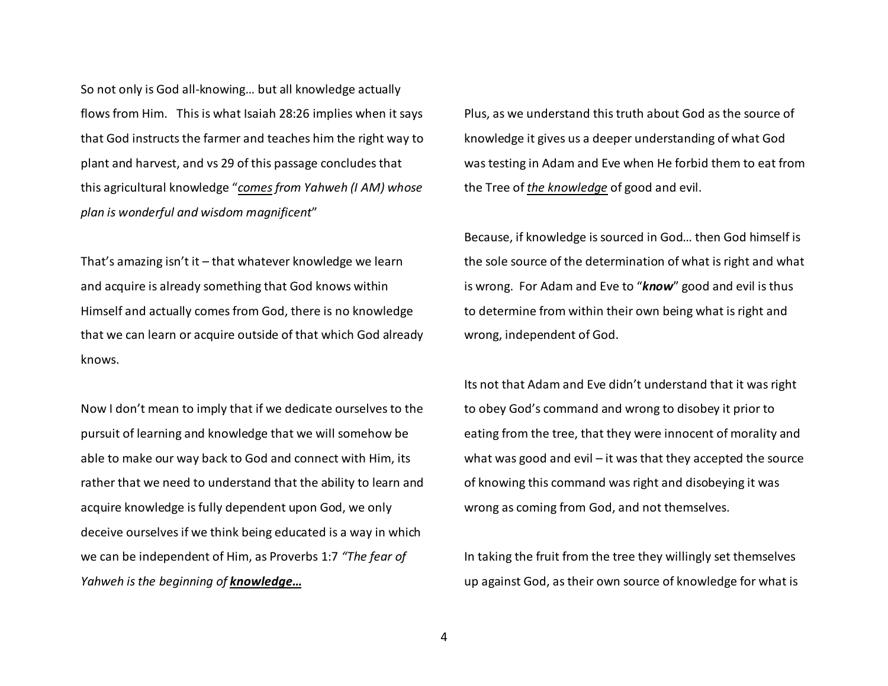So not only is God all-knowing… but all knowledge actually flows from Him.   This is what Isaiah 28:26 implies when it says that God instructs the farmer and teaches him the right way to plant and harvest, and vs 29 of this passage concludes that this agricultural knowledge "*<u>comes</u> from Yahweh (I AM) whose plan is wonderful and wisdom magnificent*"

That's amazing isn't it – that whatever knowledge we learn and acquire is already something that God knows within Himself and actually comes from God, there is no knowledge that we can learn or acquire outside of that which God already knows.

Now I don't mean to imply that if we dedicate ourselves to the pursuit of learning and knowledge that we will somehow be able to make our way back to God and connect with Him, its rather that we need to understand that the ability to learn and acquire knowledge is fully dependent upon God, we only deceive ourselves if we think being educated is a way in which we can be independent of Him, as Proverbs 1:7 *"The fear of Yahweh is the beginning of **<u>knowledge…</u>***

Plus, as we understand this truth about God as the source of knowledge it gives us a deeper understanding of what God was testing in Adam and Eve when He forbid them to eat from the Tree of *<u>the knowledge</u>* of good and evil.

Because, if knowledge is sourced in God… then God himself is the sole source of the determination of what is right and what is wrong.  For Adam and Eve to "***know***" good and evil is thus to determine from within their own being what is right and wrong, independent of God.

Its not that Adam and Eve didn't understand that it was right to obey God's command and wrong to disobey it prior to eating from the tree, that they were innocent of morality and what was good and evil – it was that they accepted the source of knowing this command was right and disobeying it was wrong as coming from God, and not themselves.

In taking the fruit from the tree they willingly set themselves up against God, as their own source of knowledge for what is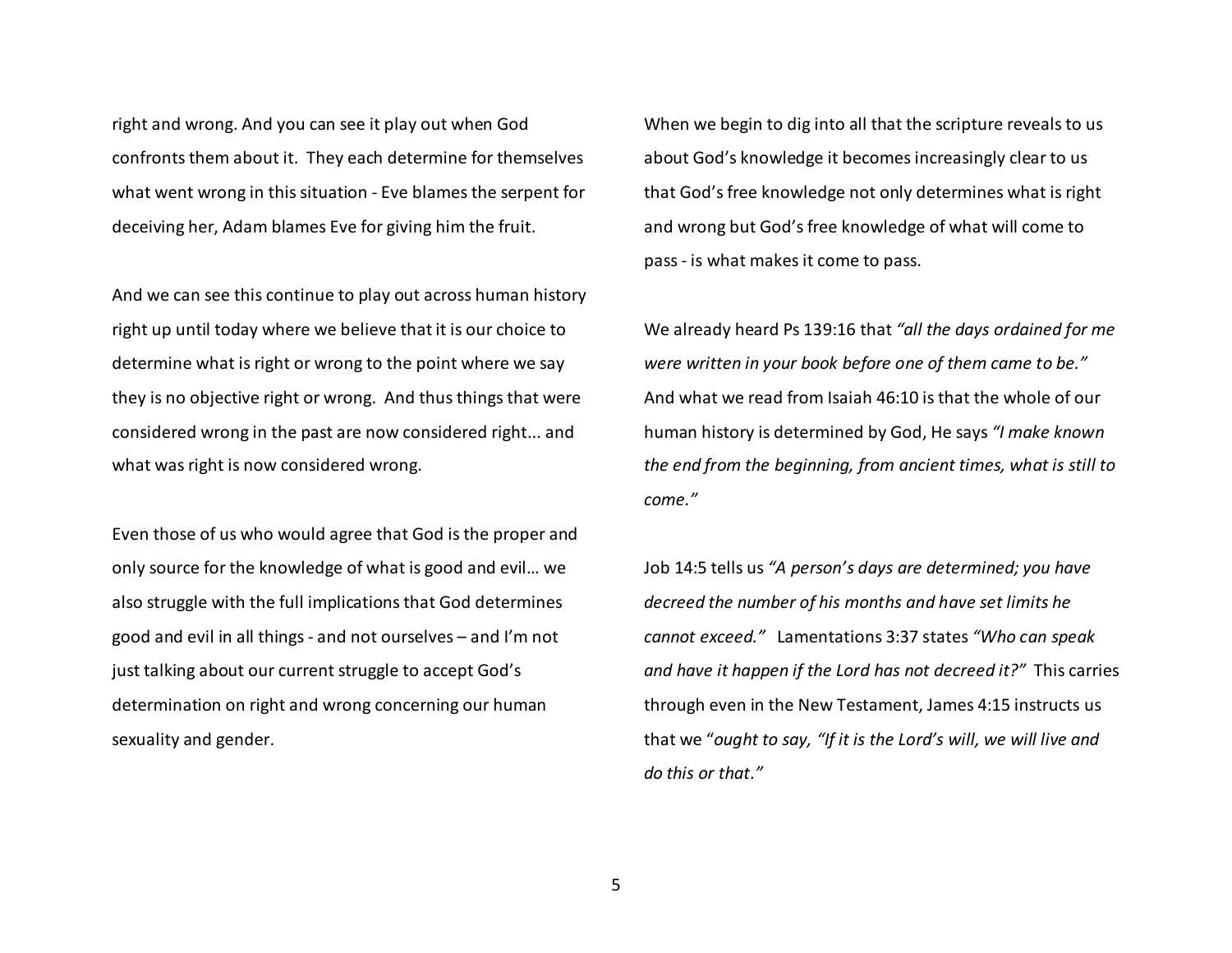right and wrong. And you can see it play out when God confronts them about it. They each determine for themselves what went wrong in this situation - Eve blames the serpent for deceiving her, Adam blames Eve for giving him the fruit.

And we can see this continue to play out across human history right up until today where we believe that it is our choice to determine what is right or wrong to the point where we say they is no objective right or wrong. And thus things that were considered wrong in the past are now considered right... and what was right is now considered wrong.

Even those of us who would agree that God is the proper and only source for the knowledge of what is good and evil… we also struggle with the full implications that God determines good and evil in all things - and not ourselves – and I'm not just talking about our current struggle to accept God's determination on right and wrong concerning our human sexuality and gender.

When we begin to dig into all that the scripture reveals to us about God's knowledge it becomes increasingly clear to us that God's free knowledge not only determines what is right and wrong but God's free knowledge of what will come to pass - is what makes it come to pass.

We already heard Ps 139:16 that *"all the days ordained for me were written in your book before one of them came to be."* And what we read from Isaiah 46:10 is that the whole of our human history is determined by God, He says *"I make known the end from the beginning, from ancient times, what is still to come."*

Job 14:5 tells us *"A person's days are determined; you have decreed the number of his months and have set limits he cannot exceed."* Lamentations 3:37 states *"Who can speak and have it happen if the Lord has not decreed it?"* This carries through even in the New Testament, James 4:15 instructs us that we "*ought to say, "If it is the Lord's will, we will live and do this or that."*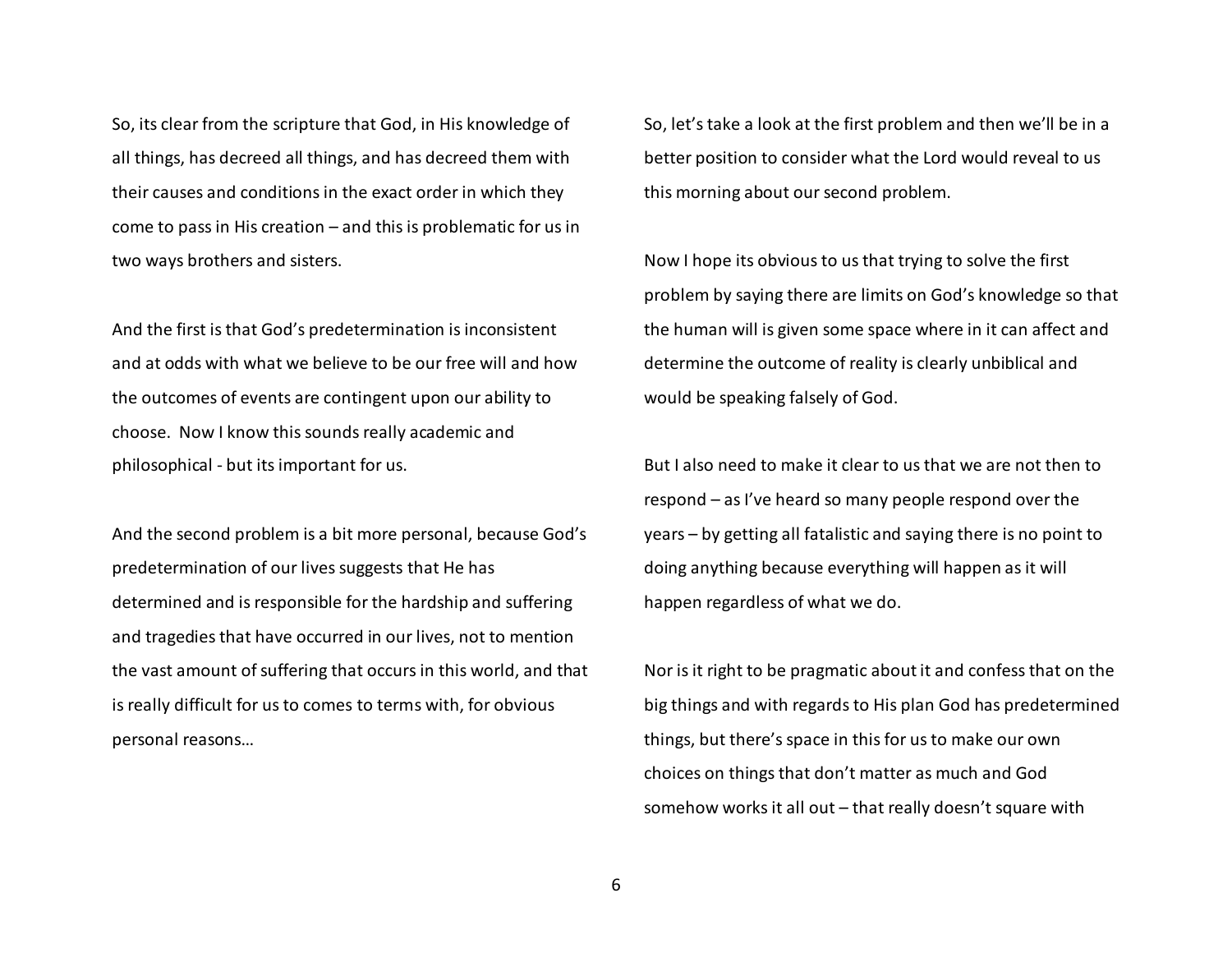So, its clear from the scripture that God, in His knowledge of all things, has decreed all things, and has decreed them with their causes and conditions in the exact order in which they come to pass in His creation – and this is problematic for us in two ways brothers and sisters.

And the first is that God's predetermination is inconsistent and at odds with what we believe to be our free will and how the outcomes of events are contingent upon our ability to choose. Now I know this sounds really academic and philosophical - but its important for us.

And the second problem is a bit more personal, because God's predetermination of our lives suggests that He has determined and is responsible for the hardship and suffering and tragedies that have occurred in our lives, not to mention the vast amount of suffering that occurs in this world, and that is really difficult for us to comes to terms with, for obvious personal reasons…

So, let's take a look at the first problem and then we'll be in a better position to consider what the Lord would reveal to us this morning about our second problem.

Now I hope its obvious to us that trying to solve the first problem by saying there are limits on God's knowledge so that the human will is given some space where in it can affect and determine the outcome of reality is clearly unbiblical and would be speaking falsely of God.

But I also need to make it clear to us that we are not then to respond – as I've heard so many people respond over the years – by getting all fatalistic and saying there is no point to doing anything because everything will happen as it will happen regardless of what we do.

Nor is it right to be pragmatic about it and confess that on the big things and with regards to His plan God has predetermined things, but there's space in this for us to make our own choices on things that don't matter as much and God somehow works it all out – that really doesn't square with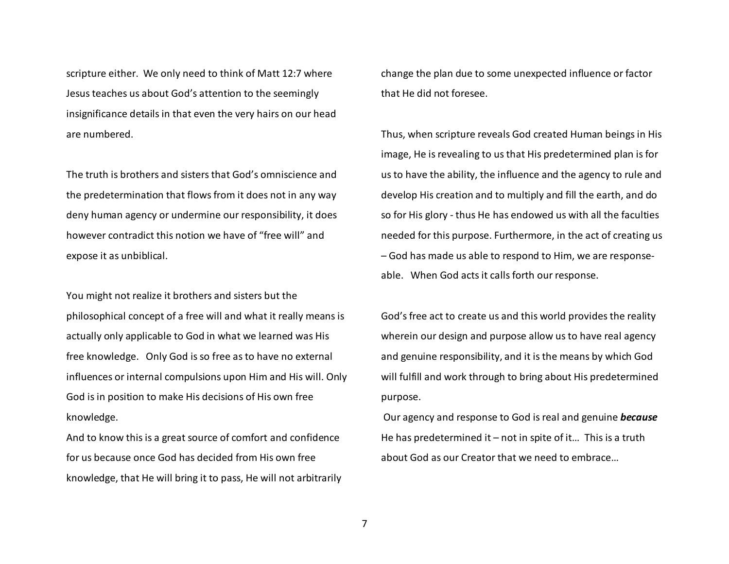scripture either. We only need to think of Matt 12:7 where Jesus teaches us about God's attention to the seemingly insignificance details in that even the very hairs on our head are numbered.

The truth is brothers and sisters that God's omniscience and the predetermination that flows from it does not in any way deny human agency or undermine our responsibility, it does however contradict this notion we have of "free will" and expose it as unbiblical.

You might not realize it brothers and sisters but the philosophical concept of a free will and what it really means is actually only applicable to God in what we learned was His free knowledge. Only God is so free as to have no external influences or internal compulsions upon Him and His will. Only God is in position to make His decisions of His own free knowledge.

And to know this is a great source of comfort and confidence for us because once God has decided from His own free knowledge, that He will bring it to pass, He will not arbitrarily change the plan due to some unexpected influence or factor that He did not foresee.

Thus, when scripture reveals God created Human beings in His image, He is revealing to us that His predetermined plan is for us to have the ability, the influence and the agency to rule and develop His creation and to multiply and fill the earth, and do so for His glory - thus He has endowed us with all the faculties needed for this purpose. Furthermore, in the act of creating us – God has made us able to respond to Him, we are response-able. When God acts it calls forth our response.

God's free act to create us and this world provides the reality wherein our design and purpose allow us to have real agency and genuine responsibility, and it is the means by which God will fulfill and work through to bring about His predetermined purpose.

Our agency and response to God is real and genuine ***because*** He has predetermined it – not in spite of it… This is a truth about God as our Creator that we need to embrace…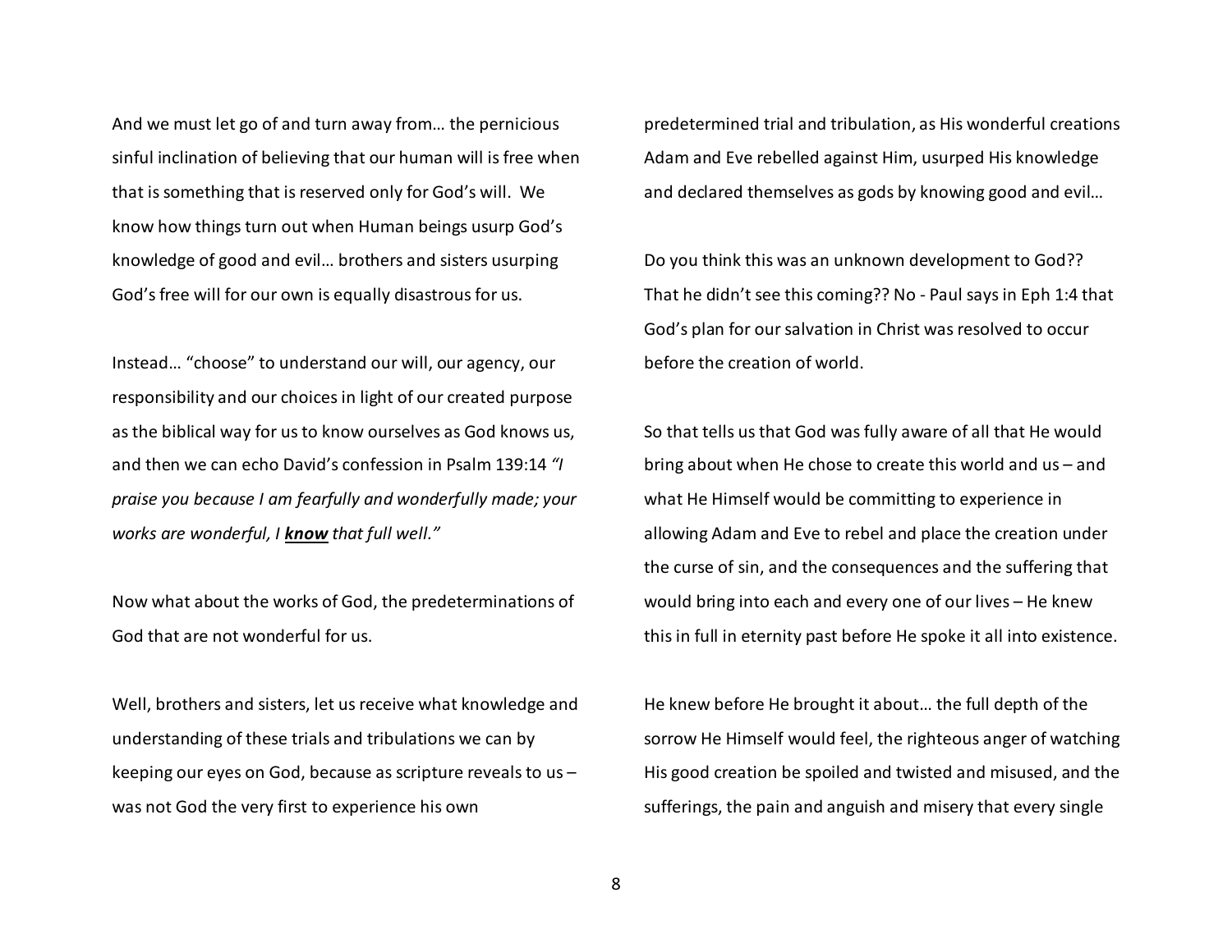And we must let go of and turn away from… the pernicious sinful inclination of believing that our human will is free when that is something that is reserved only for God's will. We know how things turn out when Human beings usurp God's knowledge of good and evil… brothers and sisters usurping God's free will for our own is equally disastrous for us.

Instead… "choose" to understand our will, our agency, our responsibility and our choices in light of our created purpose as the biblical way for us to know ourselves as God knows us, and then we can echo David's confession in Psalm 139:14 *"I praise you because I am fearfully and wonderfully made; your works are wonderful, I **know** that full well."*

Now what about the works of God, the predeterminations of God that are not wonderful for us.

Well, brothers and sisters, let us receive what knowledge and understanding of these trials and tribulations we can by keeping our eyes on God, because as scripture reveals to us – was not God the very first to experience his own predetermined trial and tribulation, as His wonderful creations Adam and Eve rebelled against Him, usurped His knowledge and declared themselves as gods by knowing good and evil…

Do you think this was an unknown development to God?? That he didn't see this coming?? No - Paul says in Eph 1:4 that God's plan for our salvation in Christ was resolved to occur before the creation of world.

So that tells us that God was fully aware of all that He would bring about when He chose to create this world and us – and what He Himself would be committing to experience in allowing Adam and Eve to rebel and place the creation under the curse of sin, and the consequences and the suffering that would bring into each and every one of our lives – He knew this in full in eternity past before He spoke it all into existence.

He knew before He brought it about… the full depth of the sorrow He Himself would feel, the righteous anger of watching His good creation be spoiled and twisted and misused, and the sufferings, the pain and anguish and misery that every single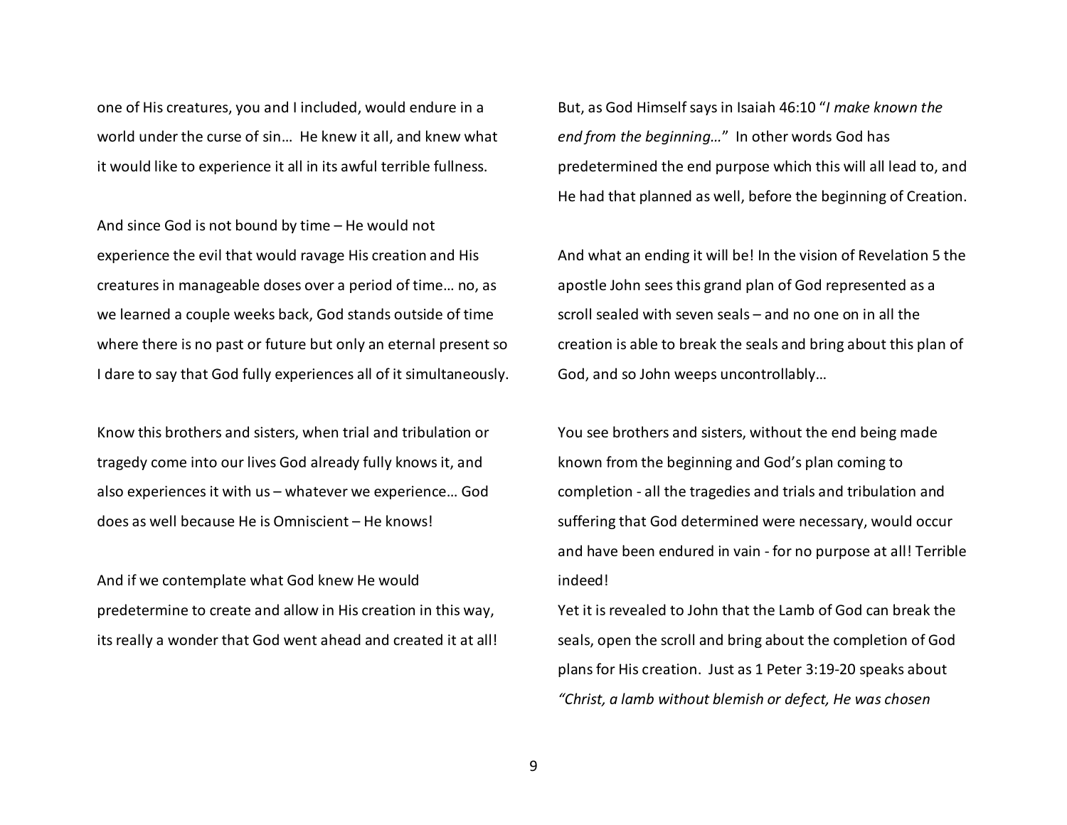one of His creatures, you and I included, would endure in a world under the curse of sin… He knew it all, and knew what it would like to experience it all in its awful terrible fullness.

And since God is not bound by time – He would not experience the evil that would ravage His creation and His creatures in manageable doses over a period of time… no, as we learned a couple weeks back, God stands outside of time where there is no past or future but only an eternal present so I dare to say that God fully experiences all of it simultaneously.

Know this brothers and sisters, when trial and tribulation or tragedy come into our lives God already fully knows it, and also experiences it with us – whatever we experience… God does as well because He is Omniscient – He knows!

And if we contemplate what God knew He would predetermine to create and allow in His creation in this way, its really a wonder that God went ahead and created it at all!

But, as God Himself says in Isaiah 46:10 "*I make known the end from the beginning…*" In other words God has predetermined the end purpose which this will all lead to, and He had that planned as well, before the beginning of Creation.

And what an ending it will be! In the vision of Revelation 5 the apostle John sees this grand plan of God represented as a scroll sealed with seven seals – and no one on in all the creation is able to break the seals and bring about this plan of God, and so John weeps uncontrollably…

You see brothers and sisters, without the end being made known from the beginning and God's plan coming to completion - all the tragedies and trials and tribulation and suffering that God determined were necessary, would occur and have been endured in vain - for no purpose at all! Terrible indeed!

Yet it is revealed to John that the Lamb of God can break the seals, open the scroll and bring about the completion of God plans for His creation. Just as 1 Peter 3:19-20 speaks about *"Christ, a lamb without blemish or defect, He was chosen*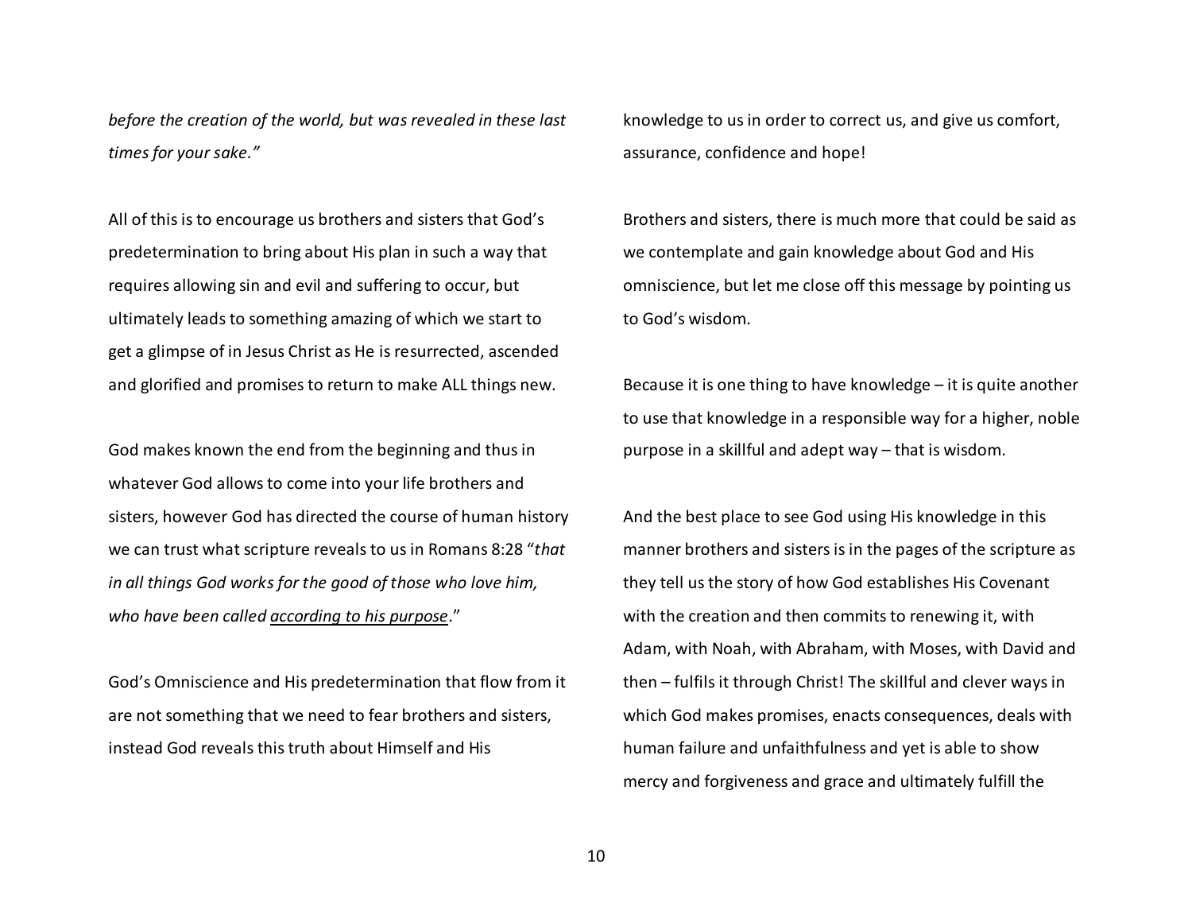*before the creation of the world, but was revealed in these last times for your sake."*

All of this is to encourage us brothers and sisters that God's predetermination to bring about His plan in such a way that requires allowing sin and evil and suffering to occur, but ultimately leads to something amazing of which we start to get a glimpse of in Jesus Christ as He is resurrected, ascended and glorified and promises to return to make ALL things new.

God makes known the end from the beginning and thus in whatever God allows to come into your life brothers and sisters, however God has directed the course of human history we can trust what scripture reveals to us in Romans 8:28 "*that in all things God works for the good of those who love him, who have been called <u>according to his purpose</u>*."

God's Omniscience and His predetermination that flow from it are not something that we need to fear brothers and sisters, instead God reveals this truth about Himself and His knowledge to us in order to correct us, and give us comfort, assurance, confidence and hope!

Brothers and sisters, there is much more that could be said as we contemplate and gain knowledge about God and His omniscience, but let me close off this message by pointing us to God's wisdom.

Because it is one thing to have knowledge – it is quite another to use that knowledge in a responsible way for a higher, noble purpose in a skillful and adept way – that is wisdom.

And the best place to see God using His knowledge in this manner brothers and sisters is in the pages of the scripture as they tell us the story of how God establishes His Covenant with the creation and then commits to renewing it, with Adam, with Noah, with Abraham, with Moses, with David and then – fulfils it through Christ! The skillful and clever ways in which God makes promises, enacts consequences, deals with human failure and unfaithfulness and yet is able to show mercy and forgiveness and grace and ultimately fulfill the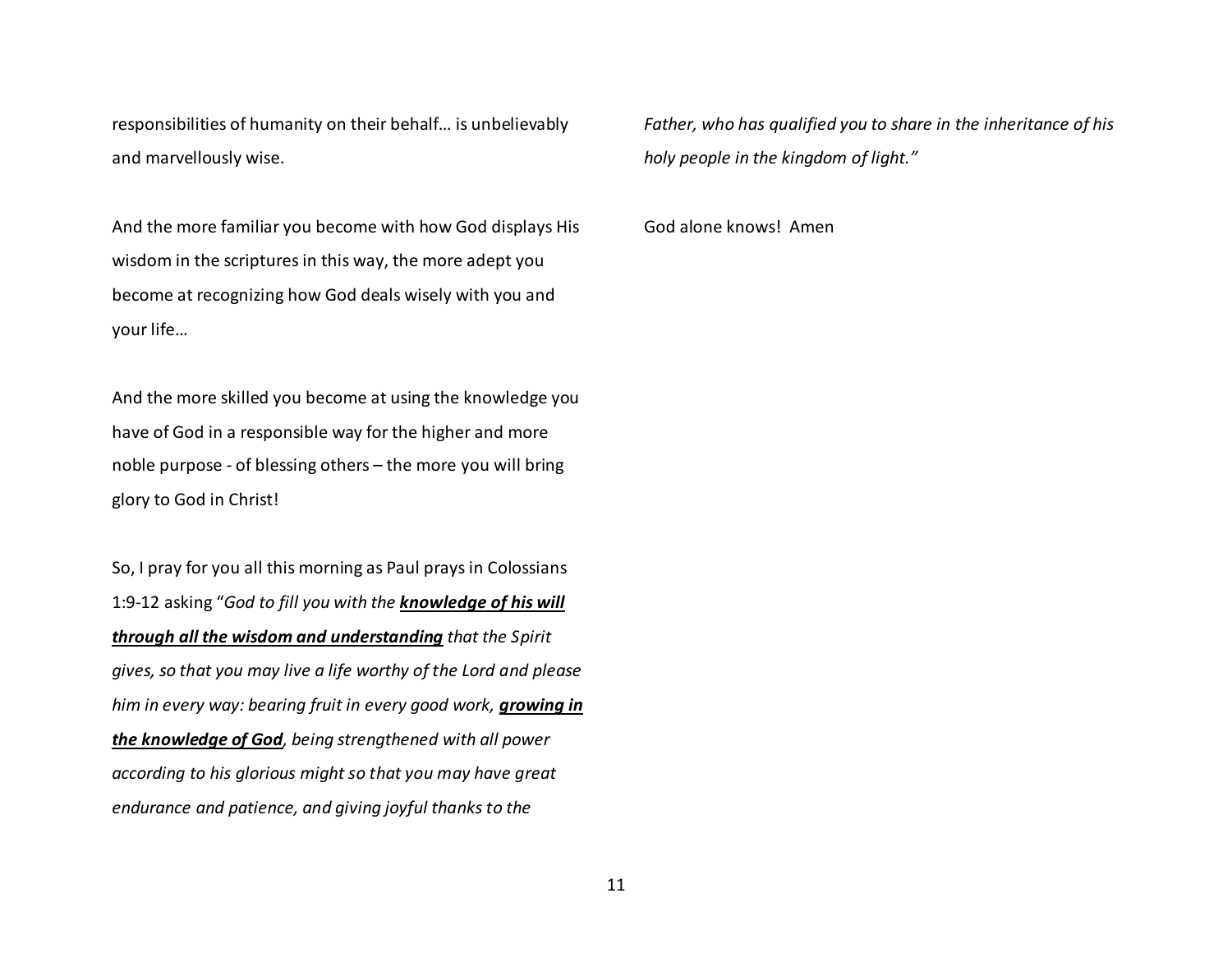responsibilities of humanity on their behalf… is unbelievably and marvellously wise.

And the more familiar you become with how God displays His wisdom in the scriptures in this way, the more adept you become at recognizing how God deals wisely with you and your life…

And the more skilled you become at using the knowledge you have of God in a responsible way for the higher and more noble purpose - of blessing others – the more you will bring glory to God in Christ!

So, I pray for you all this morning as Paul prays in Colossians 1:9-12 asking "*God to fill you with the* ***<u>knowledge of his will through all the wisdom and understanding</u>*** *that the Spirit gives, so that you may live a life worthy of the Lord and please him in every way: bearing fruit in every good work,* ***<u>growing in the knowledge of God</u>****, being strengthened with all power according to his glorious might so that you may have great endurance and patience, and giving joyful thanks to the Father, who has qualified you to share in the inheritance of his holy people in the kingdom of light."*

God alone knows! Amen